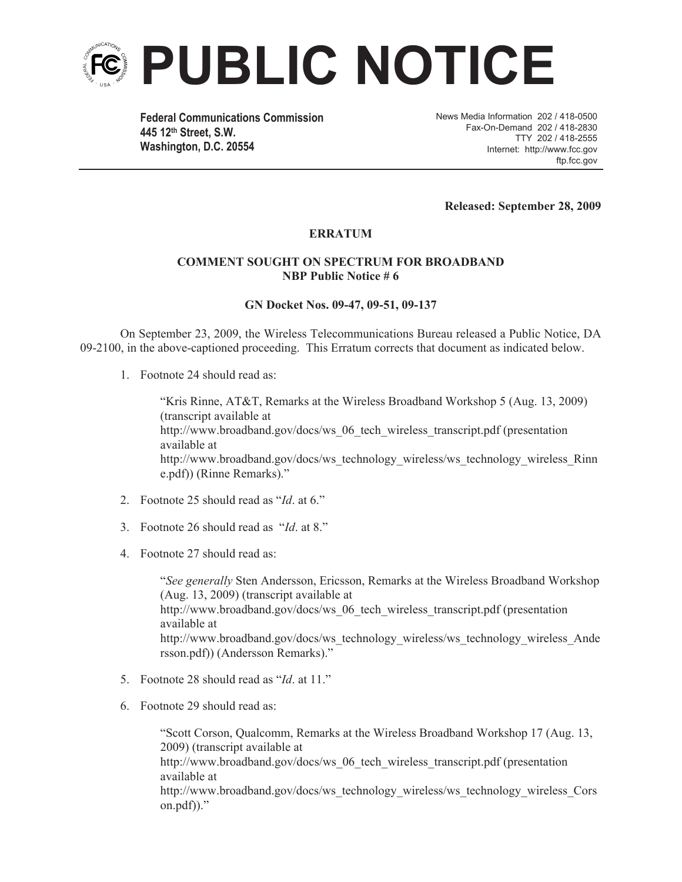# PUBLIC NOTICE

**Federal Communications Commission**
**445 12th Street, S.W.**
**Washington, D.C. 20554**

News Media Information 202 / 418-0500
Fax-On-Demand 202 / 418-2830
TTY 202 / 418-2555
Internet: http://www.fcc.gov
ftp.fcc.gov

**Released: September 28, 2009**

**ERRATUM**

**COMMENT SOUGHT ON SPECTRUM FOR BROADBAND**
**NBP Public Notice # 6**

**GN Docket Nos. 09-47, 09-51, 09-137**

On September 23, 2009, the Wireless Telecommunications Bureau released a Public Notice, DA 09-2100, in the above-captioned proceeding. This Erratum corrects that document as indicated below.

1. Footnote 24 should read as:

   "Kris Rinne, AT&T, Remarks at the Wireless Broadband Workshop 5 (Aug. 13, 2009) (transcript available at http://www.broadband.gov/docs/ws_06_tech_wireless_transcript.pdf (presentation available at http://www.broadband.gov/docs/ws_technology_wireless/ws_technology_wireless_Rinne.pdf)) (Rinne Remarks)."

2. Footnote 25 should read as "*Id*. at 6."

3. Footnote 26 should read as "*Id*. at 8."

4. Footnote 27 should read as:

   "*See generally* Sten Andersson, Ericsson, Remarks at the Wireless Broadband Workshop (Aug. 13, 2009) (transcript available at http://www.broadband.gov/docs/ws_06_tech_wireless_transcript.pdf (presentation available at http://www.broadband.gov/docs/ws_technology_wireless/ws_technology_wireless_Andersson.pdf)) (Andersson Remarks)."

5. Footnote 28 should read as "*Id*. at 11."

6. Footnote 29 should read as:

   "Scott Corson, Qualcomm, Remarks at the Wireless Broadband Workshop 17 (Aug. 13, 2009) (transcript available at http://www.broadband.gov/docs/ws_06_tech_wireless_transcript.pdf (presentation available at http://www.broadband.gov/docs/ws_technology_wireless/ws_technology_wireless_Corson.pdf))."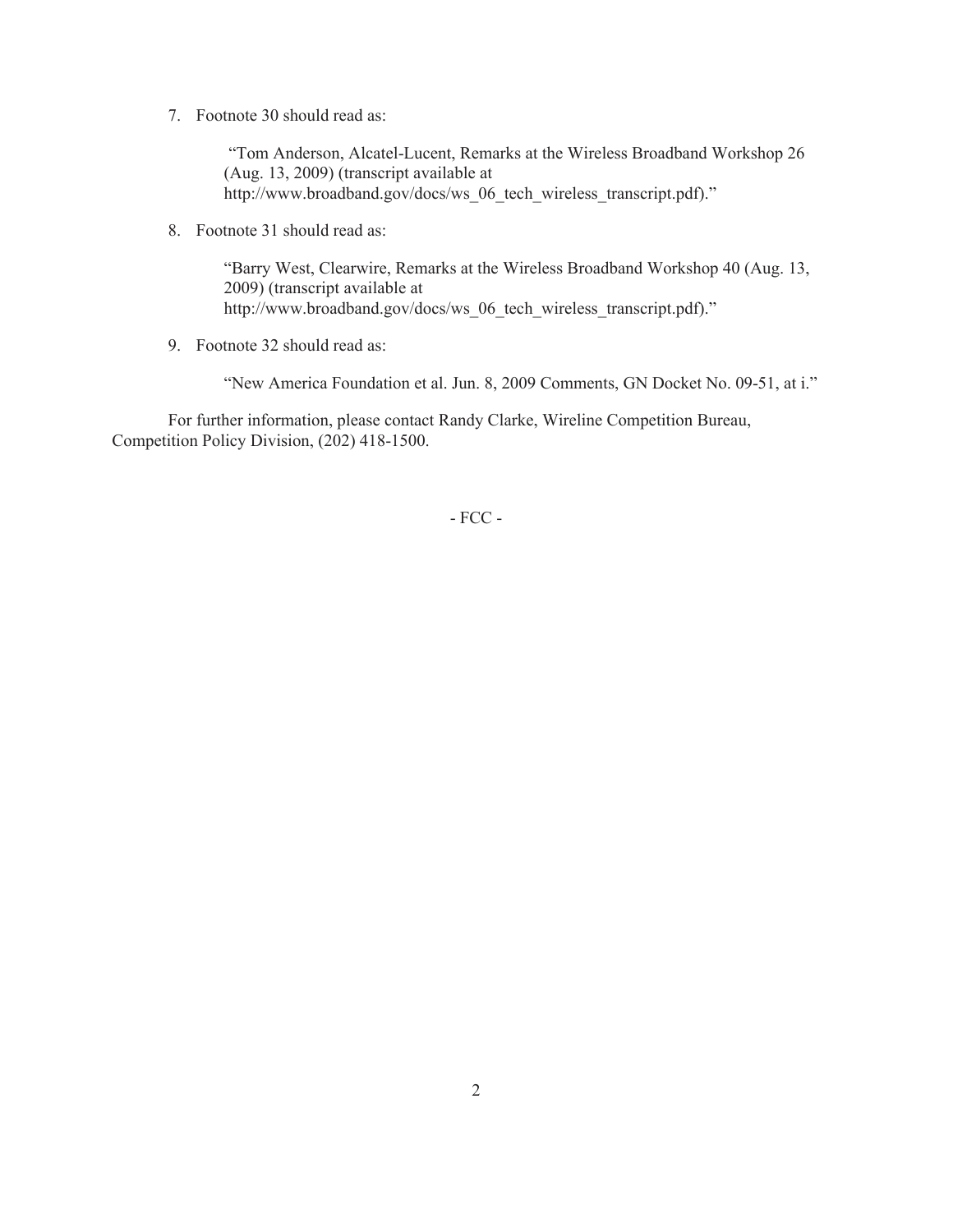7. Footnote 30 should read as:

 "Tom Anderson, Alcatel-Lucent, Remarks at the Wireless Broadband Workshop 26 (Aug. 13, 2009) (transcript available at http://www.broadband.gov/docs/ws_06_tech_wireless_transcript.pdf)."

8. Footnote 31 should read as:

 "Barry West, Clearwire, Remarks at the Wireless Broadband Workshop 40 (Aug. 13, 2009) (transcript available at http://www.broadband.gov/docs/ws_06_tech_wireless_transcript.pdf)."

9. Footnote 32 should read as:

 "New America Foundation et al. Jun. 8, 2009 Comments, GN Docket No. 09-51, at i."

For further information, please contact Randy Clarke, Wireline Competition Bureau, Competition Policy Division, (202) 418-1500.

- FCC -